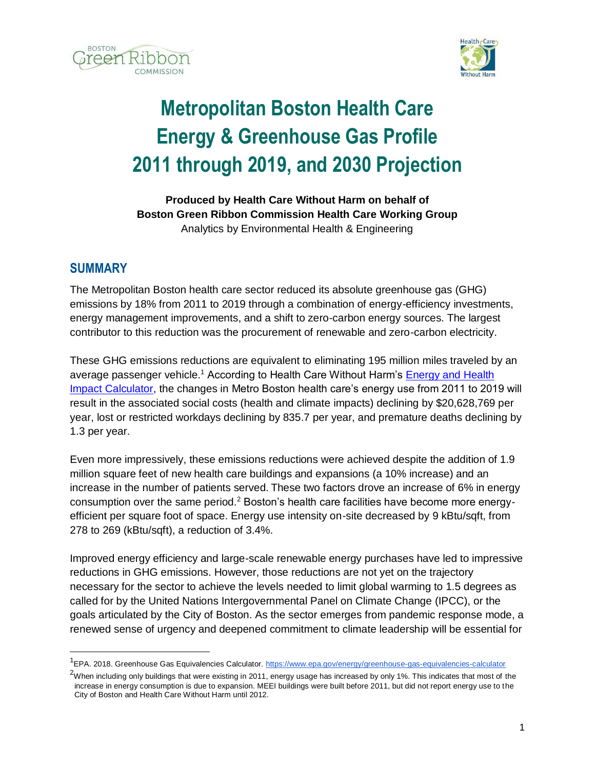# Metropolitan Boston Health Care Energy & Greenhouse Gas Profile 2011 through 2019, and 2030 Projection

**Produced by Health Care Without Harm on behalf of Boston Green Ribbon Commission Health Care Working Group**

Analytics by Environmental Health & Engineering

## SUMMARY

The Metropolitan Boston health care sector reduced its absolute greenhouse gas (GHG) emissions by 18% from 2011 to 2019 through a combination of energy-efficiency investments, energy management improvements, and a shift to zero-carbon energy sources. The largest contributor to this reduction was the procurement of renewable and zero-carbon electricity.

These GHG emissions reductions are equivalent to eliminating 195 million miles traveled by an average passenger vehicle.[1] According to Health Care Without Harm's Energy and Health Impact Calculator, the changes in Metro Boston health care's energy use from 2011 to 2019 will result in the associated social costs (health and climate impacts) declining by $20,628,769 per year, lost or restricted workdays declining by 835.7 per year, and premature deaths declining by 1.3 per year.

Even more impressively, these emissions reductions were achieved despite the addition of 1.9 million square feet of new health care buildings and expansions (a 10% increase) and an increase in the number of patients served. These two factors drove an increase of 6% in energy consumption over the same period.[2] Boston's health care facilities have become more energy-efficient per square foot of space. Energy use intensity on-site decreased by 9 kBtu/sqft, from 278 to 269 (kBtu/sqft), a reduction of 3.4%.

Improved energy efficiency and large-scale renewable energy purchases have led to impressive reductions in GHG emissions. However, those reductions are not yet on the trajectory necessary for the sector to achieve the levels needed to limit global warming to 1.5 degrees as called for by the United Nations Intergovernmental Panel on Climate Change (IPCC), or the goals articulated by the City of Boston. As the sector emerges from pandemic response mode, a renewed sense of urgency and deepened commitment to climate leadership will be essential for

---

[1] EPA. 2018. Greenhouse Gas Equivalencies Calculator. https://www.epa.gov/energy/greenhouse-gas-equivalencies-calculator

[2] When including only buildings that were existing in 2011, energy usage has increased by only 1%. This indicates that most of the increase in energy consumption is due to expansion. MEEI buildings were built before 2011, but did not report energy use to the City of Boston and Health Care Without Harm until 2012.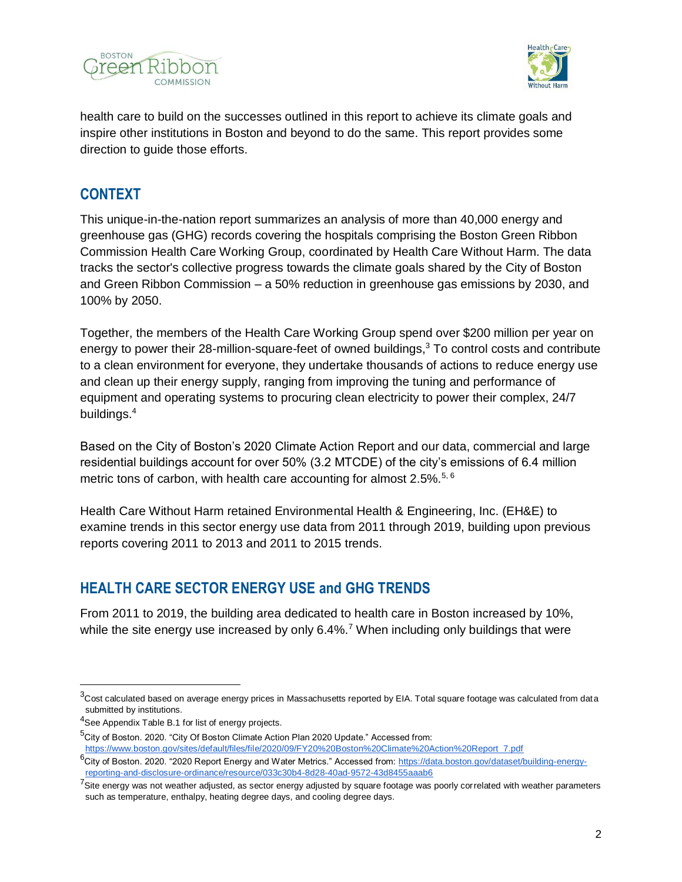health care to build on the successes outlined in this report to achieve its climate goals and inspire other institutions in Boston and beyond to do the same. This report provides some direction to guide those efforts.

## CONTEXT

This unique-in-the-nation report summarizes an analysis of more than 40,000 energy and greenhouse gas (GHG) records covering the hospitals comprising the Boston Green Ribbon Commission Health Care Working Group, coordinated by Health Care Without Harm. The data tracks the sector's collective progress towards the climate goals shared by the City of Boston and Green Ribbon Commission – a 50% reduction in greenhouse gas emissions by 2030, and 100% by 2050.

Together, the members of the Health Care Working Group spend over $200 million per year on energy to power their 28-million-square-feet of owned buildings,[3] To control costs and contribute to a clean environment for everyone, they undertake thousands of actions to reduce energy use and clean up their energy supply, ranging from improving the tuning and performance of equipment and operating systems to procuring clean electricity to power their complex, 24/7 buildings.[4]

Based on the City of Boston's 2020 Climate Action Report and our data, commercial and large residential buildings account for over 50% (3.2 MTCDE) of the city's emissions of 6.4 million metric tons of carbon, with health care accounting for almost 2.5%.[5, 6]

Health Care Without Harm retained Environmental Health & Engineering, Inc. (EH&E) to examine trends in this sector energy use data from 2011 through 2019, building upon previous reports covering 2011 to 2013 and 2011 to 2015 trends.

## HEALTH CARE SECTOR ENERGY USE and GHG TRENDS

From 2011 to 2019, the building area dedicated to health care in Boston increased by 10%, while the site energy use increased by only 6.4%.[7] When including only buildings that were

---

[3] Cost calculated based on average energy prices in Massachusetts reported by EIA. Total square footage was calculated from data submitted by institutions.

[4] See Appendix Table B.1 for list of energy projects.

[5] City of Boston. 2020. "City Of Boston Climate Action Plan 2020 Update." Accessed from: https://www.boston.gov/sites/default/files/file/2020/09/FY20%20Boston%20Climate%20Action%20Report_7.pdf

[6] City of Boston. 2020. "2020 Report Energy and Water Metrics." Accessed from: https://data.boston.gov/dataset/building-energy-reporting-and-disclosure-ordinance/resource/033c30b4-8d28-40ad-9572-43d8455aaab6

[7] Site energy was not weather adjusted, as sector energy adjusted by square footage was poorly correlated with weather parameters such as temperature, enthalpy, heating degree days, and cooling degree days.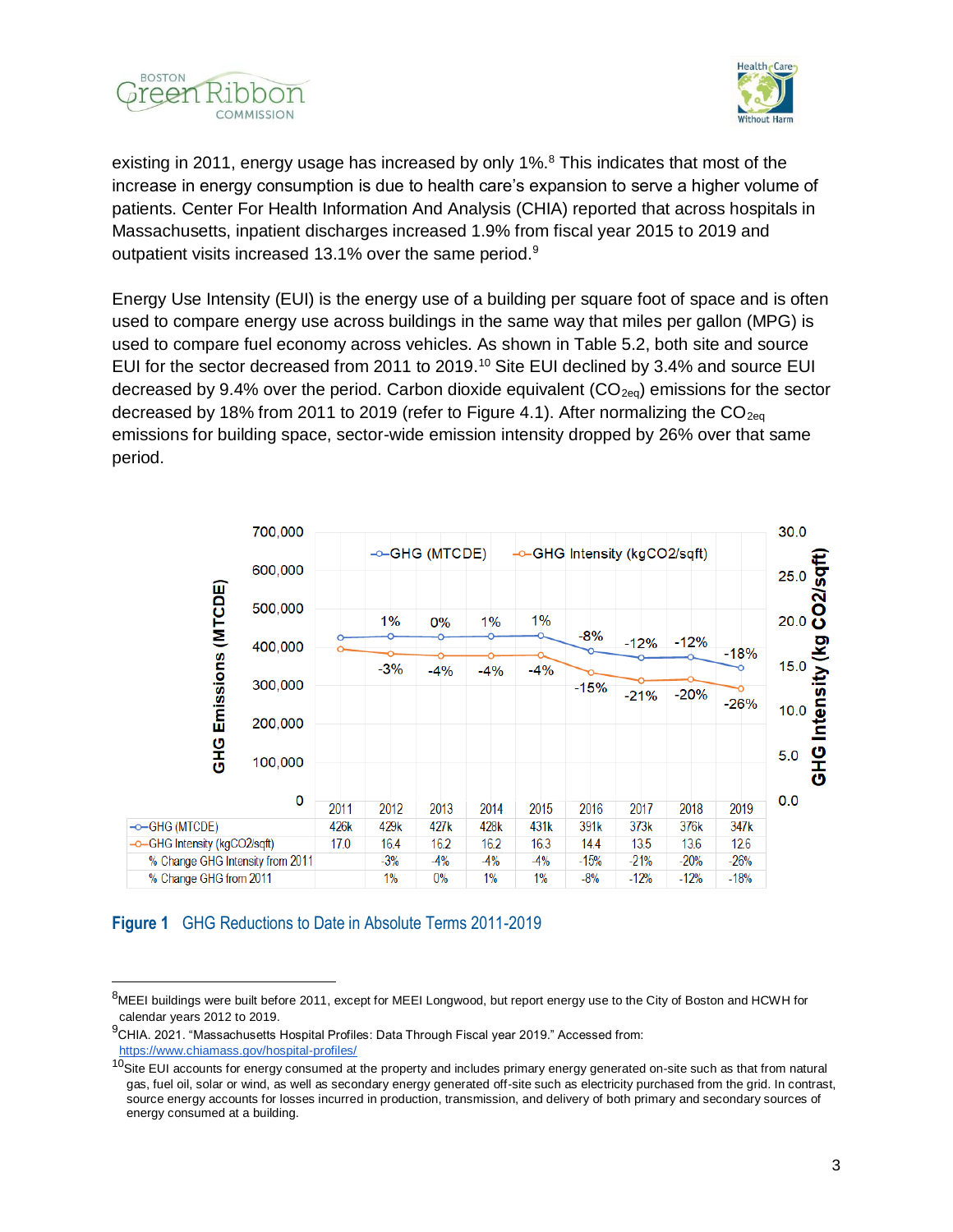existing in 2011, energy usage has increased by only 1%.[8] This indicates that most of the increase in energy consumption is due to health care's expansion to serve a higher volume of patients. Center For Health Information And Analysis (CHIA) reported that across hospitals in Massachusetts, inpatient discharges increased 1.9% from fiscal year 2015 to 2019 and outpatient visits increased 13.1% over the same period.[9]

Energy Use Intensity (EUI) is the energy use of a building per square foot of space and is often used to compare energy use across buildings in the same way that miles per gallon (MPG) is used to compare fuel economy across vehicles. As shown in Table 5.2, both site and source EUI for the sector decreased from 2011 to 2019.[10] Site EUI declined by 3.4% and source EUI decreased by 9.4% over the period. Carbon dioxide equivalent ($CO_{2eq}$) emissions for the sector decreased by 18% from 2011 to 2019 (refer to Figure 4.1). After normalizing the $CO_{2eq}$ emissions for building space, sector-wide emission intensity dropped by 26% over that same period.

| | 2011 | 2012 | 2013 | 2014 | 2015 | 2016 | 2017 | 2018 | 2019 |
|---|---|---|---|---|---|---|---|---|---|
| GHG (MTCDE) | 426k | 429k | 427k | 428k | 431k | 391k | 373k | 376k | 347k |
| GHG Intensity (kgCO2/sqft) | 17.0 | 16.4 | 16.2 | 16.2 | 16.3 | 14.4 | 13.5 | 13.6 | 12.6 |
| % Change GHG Intensity from 2011 | | -3% | -4% | -4% | -4% | -15% | -21% | -20% | -26% |
| % Change GHG from 2011 | | 1% | 0% | 1% | 1% | -8% | -12% | -12% | -18% |

**Figure 1** GHG Reductions to Date in Absolute Terms 2011-2019

[8]MEEI buildings were built before 2011, except for MEEI Longwood, but report energy use to the City of Boston and HCWH for calendar years 2012 to 2019.

[9]CHIA. 2021. "Massachusetts Hospital Profiles: Data Through Fiscal year 2019." Accessed from: https://www.chiamass.gov/hospital-profiles/

[10]Site EUI accounts for energy consumed at the property and includes primary energy generated on-site such as that from natural gas, fuel oil, solar or wind, as well as secondary energy generated off-site such as electricity purchased from the grid. In contrast, source energy accounts for losses incurred in production, transmission, and delivery of both primary and secondary sources of energy consumed at a building.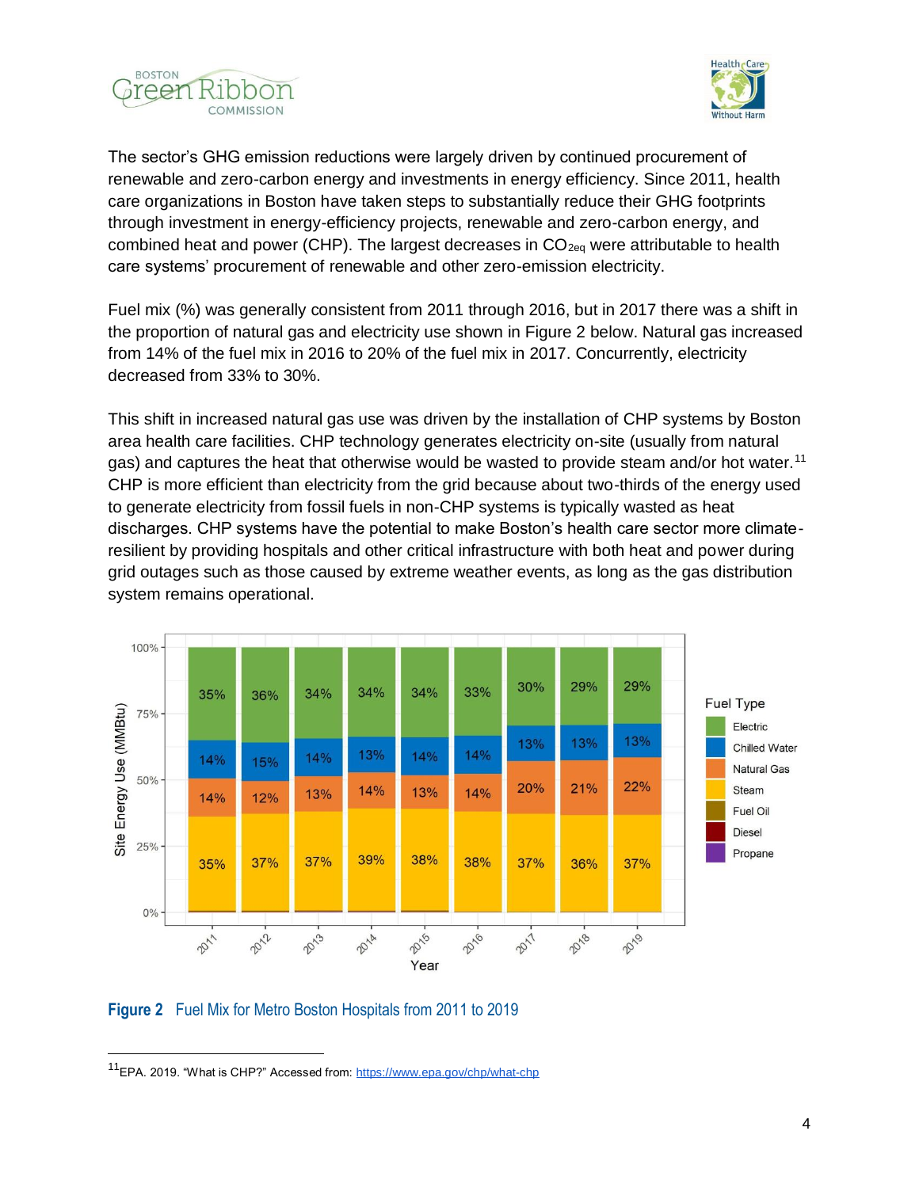The sector's GHG emission reductions were largely driven by continued procurement of renewable and zero-carbon energy and investments in energy efficiency. Since 2011, health care organizations in Boston have taken steps to substantially reduce their GHG footprints through investment in energy-efficiency projects, renewable and zero-carbon energy, and combined heat and power (CHP). The largest decreases in $CO_{2eq}$ were attributable to health care systems' procurement of renewable and other zero-emission electricity.

Fuel mix (%) was generally consistent from 2011 through 2016, but in 2017 there was a shift in the proportion of natural gas and electricity use shown in Figure 2 below. Natural gas increased from 14% of the fuel mix in 2016 to 20% of the fuel mix in 2017. Concurrently, electricity decreased from 33% to 30%.

This shift in increased natural gas use was driven by the installation of CHP systems by Boston area health care facilities. CHP technology generates electricity on-site (usually from natural gas) and captures the heat that otherwise would be wasted to provide steam and/or hot water.[11] CHP is more efficient than electricity from the grid because about two-thirds of the energy used to generate electricity from fossil fuels in non-CHP systems is typically wasted as heat discharges. CHP systems have the potential to make Boston's health care sector more climate-resilient by providing hospitals and other critical infrastructure with both heat and power during grid outages such as those caused by extreme weather events, as long as the gas distribution system remains operational.

| Fuel Type | 2011 | 2012 | 2013 | 2014 | 2015 | 2016 | 2017 | 2018 | 2019 |
|---|---|---|---|---|---|---|---|---|---|
| Electric | 35% | 36% | 34% | 34% | 34% | 33% | 30% | 29% | 29% |
| Chilled Water | 14% | 15% | 14% | 13% | 14% | 14% | 13% | 13% | 13% |
| Natural Gas | 14% | 12% | 13% | 14% | 13% | 14% | 20% | 21% | 22% |
| Steam | 35% | 37% | 37% | 39% | 38% | 38% | 37% | 36% | 37% |

Site Energy Use (MMBtu); Fuel Type: Electric, Chilled Water, Natural Gas, Steam, Fuel Oil, Diesel, Propane

**Figure 2** Fuel Mix for Metro Boston Hospitals from 2011 to 2019

[11] EPA. 2019. "What is CHP?" Accessed from: https://www.epa.gov/chp/what-chp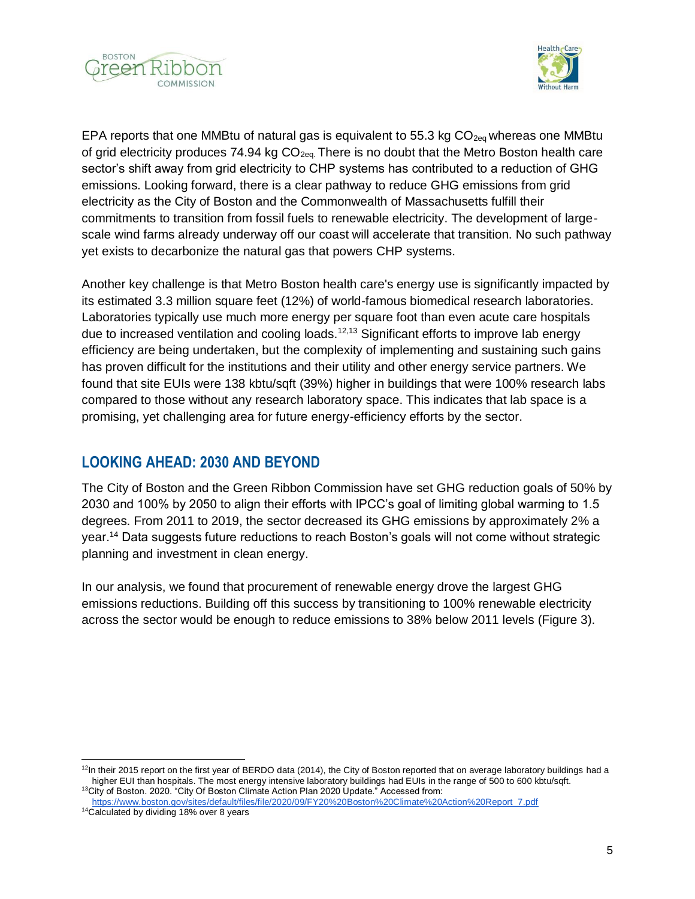EPA reports that one MMBtu of natural gas is equivalent to 55.3 kg $CO_{2eq}$ whereas one MMBtu of grid electricity produces 74.94 kg $CO_{2eq.}$ There is no doubt that the Metro Boston health care sector's shift away from grid electricity to CHP systems has contributed to a reduction of GHG emissions. Looking forward, there is a clear pathway to reduce GHG emissions from grid electricity as the City of Boston and the Commonwealth of Massachusetts fulfill their commitments to transition from fossil fuels to renewable electricity. The development of large-scale wind farms already underway off our coast will accelerate that transition. No such pathway yet exists to decarbonize the natural gas that powers CHP systems.

Another key challenge is that Metro Boston health care's energy use is significantly impacted by its estimated 3.3 million square feet (12%) of world-famous biomedical research laboratories. Laboratories typically use much more energy per square foot than even acute care hospitals due to increased ventilation and cooling loads.[12,13] Significant efforts to improve lab energy efficiency are being undertaken, but the complexity of implementing and sustaining such gains has proven difficult for the institutions and their utility and other energy service partners. We found that site EUIs were 138 kbtu/sqft (39%) higher in buildings that were 100% research labs compared to those without any research laboratory space. This indicates that lab space is a promising, yet challenging area for future energy-efficiency efforts by the sector.

## LOOKING AHEAD: 2030 AND BEYOND

The City of Boston and the Green Ribbon Commission have set GHG reduction goals of 50% by 2030 and 100% by 2050 to align their efforts with IPCC's goal of limiting global warming to 1.5 degrees. From 2011 to 2019, the sector decreased its GHG emissions by approximately 2% a year.[14] Data suggests future reductions to reach Boston's goals will not come without strategic planning and investment in clean energy.

In our analysis, we found that procurement of renewable energy drove the largest GHG emissions reductions. Building off this success by transitioning to 100% renewable electricity across the sector would be enough to reduce emissions to 38% below 2011 levels (Figure 3).

---

[12] In their 2015 report on the first year of BERDO data (2014), the City of Boston reported that on average laboratory buildings had a higher EUI than hospitals. The most energy intensive laboratory buildings had EUIs in the range of 500 to 600 kbtu/sqft.

[13] City of Boston. 2020. "City Of Boston Climate Action Plan 2020 Update." Accessed from: https://www.boston.gov/sites/default/files/file/2020/09/FY20%20Boston%20Climate%20Action%20Report_7.pdf

[14] Calculated by dividing 18% over 8 years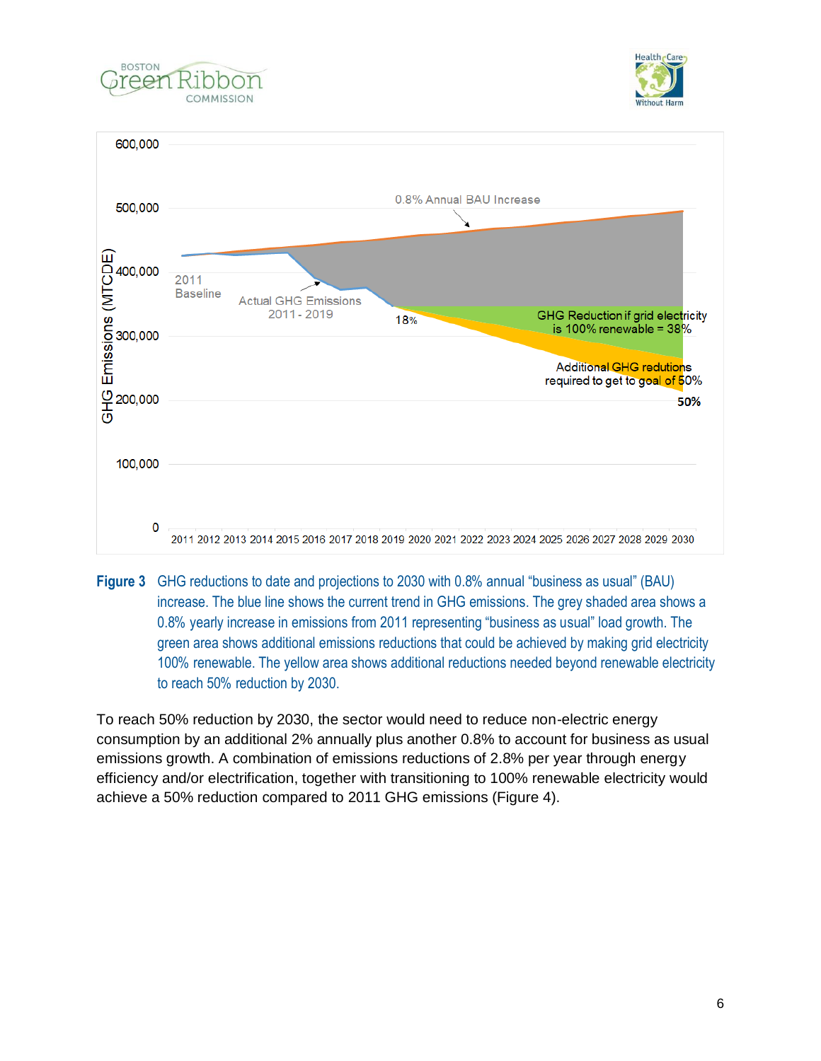**Figure 3** GHG reductions to date and projections to 2030 with 0.8% annual "business as usual" (BAU) increase. The blue line shows the current trend in GHG emissions. The grey shaded area shows a 0.8% yearly increase in emissions from 2011 representing "business as usual" load growth. The green area shows additional emissions reductions that could be achieved by making grid electricity 100% renewable. The yellow area shows additional reductions needed beyond renewable electricity to reach 50% reduction by 2030.

To reach 50% reduction by 2030, the sector would need to reduce non-electric energy consumption by an additional 2% annually plus another 0.8% to account for business as usual emissions growth. A combination of emissions reductions of 2.8% per year through energy efficiency and/or electrification, together with transitioning to 100% renewable electricity would achieve a 50% reduction compared to 2011 GHG emissions (Figure 4).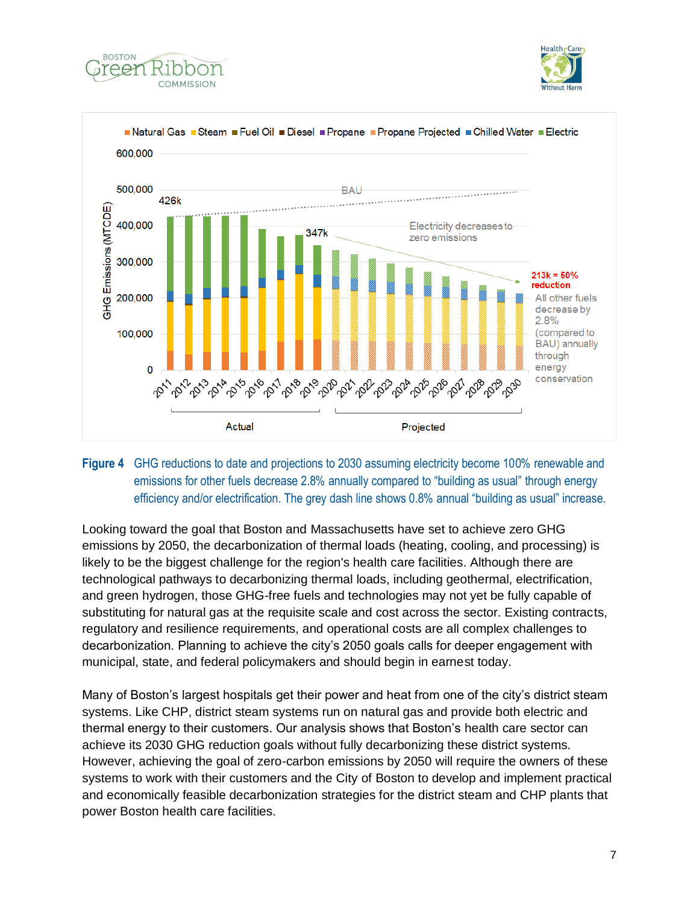**Figure 4** GHG reductions to date and projections to 2030 assuming electricity become 100% renewable and emissions for other fuels decrease 2.8% annually compared to "building as usual" through energy efficiency and/or electrification. The grey dash line shows 0.8% annual "building as usual" increase.

Looking toward the goal that Boston and Massachusetts have set to achieve zero GHG emissions by 2050, the decarbonization of thermal loads (heating, cooling, and processing) is likely to be the biggest challenge for the region's health care facilities. Although there are technological pathways to decarbonizing thermal loads, including geothermal, electrification, and green hydrogen, those GHG-free fuels and technologies may not yet be fully capable of substituting for natural gas at the requisite scale and cost across the sector. Existing contracts, regulatory and resilience requirements, and operational costs are all complex challenges to decarbonization. Planning to achieve the city's 2050 goals calls for deeper engagement with municipal, state, and federal policymakers and should begin in earnest today.

Many of Boston's largest hospitals get their power and heat from one of the city's district steam systems. Like CHP, district steam systems run on natural gas and provide both electric and thermal energy to their customers. Our analysis shows that Boston's health care sector can achieve its 2030 GHG reduction goals without fully decarbonizing these district systems. However, achieving the goal of zero-carbon emissions by 2050 will require the owners of these systems to work with their customers and the City of Boston to develop and implement practical and economically feasible decarbonization strategies for the district steam and CHP plants that power Boston health care facilities.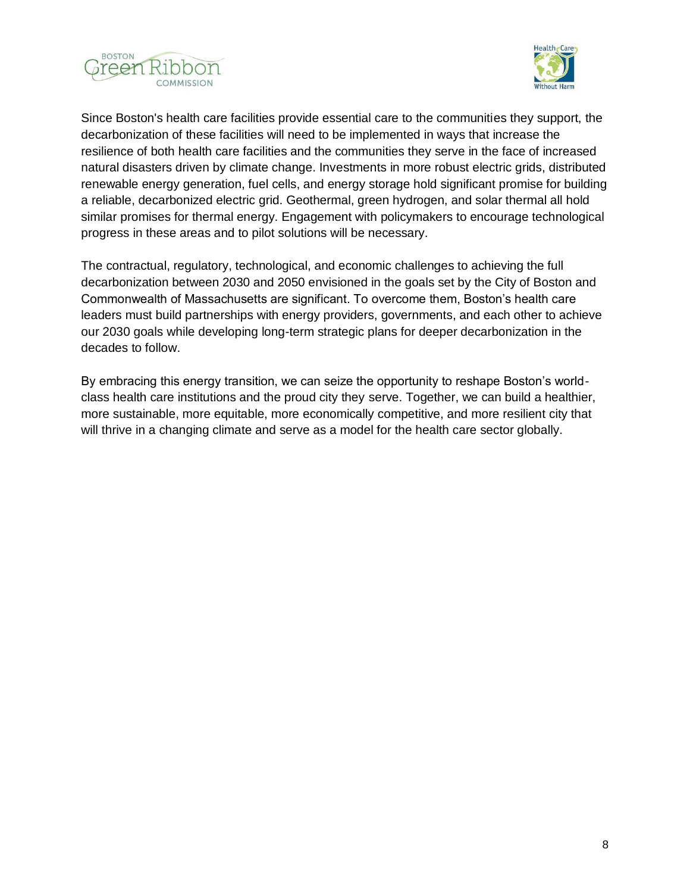Since Boston's health care facilities provide essential care to the communities they support, the decarbonization of these facilities will need to be implemented in ways that increase the resilience of both health care facilities and the communities they serve in the face of increased natural disasters driven by climate change. Investments in more robust electric grids, distributed renewable energy generation, fuel cells, and energy storage hold significant promise for building a reliable, decarbonized electric grid. Geothermal, green hydrogen, and solar thermal all hold similar promises for thermal energy. Engagement with policymakers to encourage technological progress in these areas and to pilot solutions will be necessary.

The contractual, regulatory, technological, and economic challenges to achieving the full decarbonization between 2030 and 2050 envisioned in the goals set by the City of Boston and Commonwealth of Massachusetts are significant. To overcome them, Boston's health care leaders must build partnerships with energy providers, governments, and each other to achieve our 2030 goals while developing long-term strategic plans for deeper decarbonization in the decades to follow.

By embracing this energy transition, we can seize the opportunity to reshape Boston's world-class health care institutions and the proud city they serve. Together, we can build a healthier, more sustainable, more equitable, more economically competitive, and more resilient city that will thrive in a changing climate and serve as a model for the health care sector globally.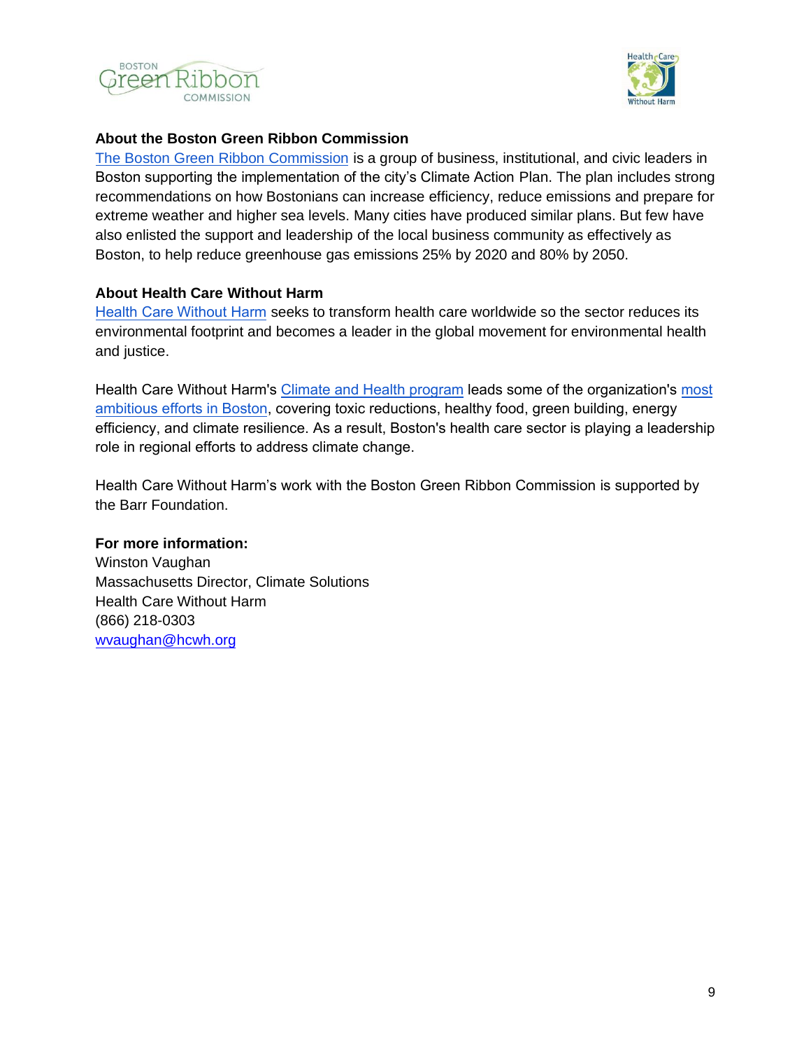## About the Boston Green Ribbon Commission

The Boston Green Ribbon Commission is a group of business, institutional, and civic leaders in Boston supporting the implementation of the city's Climate Action Plan. The plan includes strong recommendations on how Bostonians can increase efficiency, reduce emissions and prepare for extreme weather and higher sea levels. Many cities have produced similar plans. But few have also enlisted the support and leadership of the local business community as effectively as Boston, to help reduce greenhouse gas emissions 25% by 2020 and 80% by 2050.

## About Health Care Without Harm

Health Care Without Harm seeks to transform health care worldwide so the sector reduces its environmental footprint and becomes a leader in the global movement for environmental health and justice.

Health Care Without Harm's Climate and Health program leads some of the organization's most ambitious efforts in Boston, covering toxic reductions, healthy food, green building, energy efficiency, and climate resilience. As a result, Boston's health care sector is playing a leadership role in regional efforts to address climate change.

Health Care Without Harm's work with the Boston Green Ribbon Commission is supported by the Barr Foundation.

**For more information:**
Winston Vaughan
Massachusetts Director, Climate Solutions
Health Care Without Harm
(866) 218-0303
wvaughan@hcwh.org